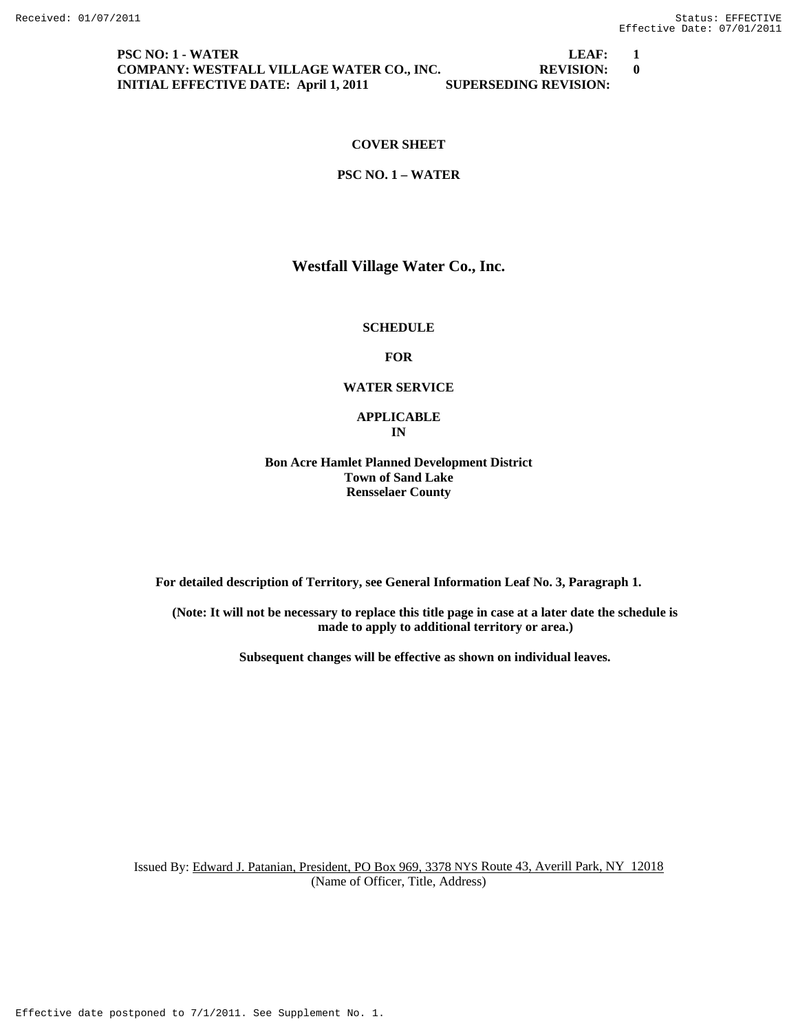**PSC NO: 1 - WATER** | **LEAF: 1**
**COMPANY: WESTFALL VILLAGE WATER CO., INC.** | **REVISION: 0**
**INITIAL EFFECTIVE DATE: April 1, 2011** | **SUPERSEDING REVISION:**

**COVER SHEET**

**PSC NO. 1 – WATER**

## Westfall Village Water Co., Inc.

**SCHEDULE**

**FOR**

**WATER SERVICE**

**APPLICABLE**
**IN**

**Bon Acre Hamlet Planned Development District**
**Town of Sand Lake**
**Rensselaer County**

**For detailed description of Territory, see General Information Leaf No. 3, Paragraph 1.**

**(Note: It will not be necessary to replace this title page in case at a later date the schedule is made to apply to additional territory or area.)**

**Subsequent changes will be effective as shown on individual leaves.**

Issued By: Edward J. Patanian, President, PO Box 969, 3378 NYS Route 43, Averill Park, NY 12018
(Name of Officer, Title, Address)

Effective date postponed to 7/1/2011. See Supplement No. 1.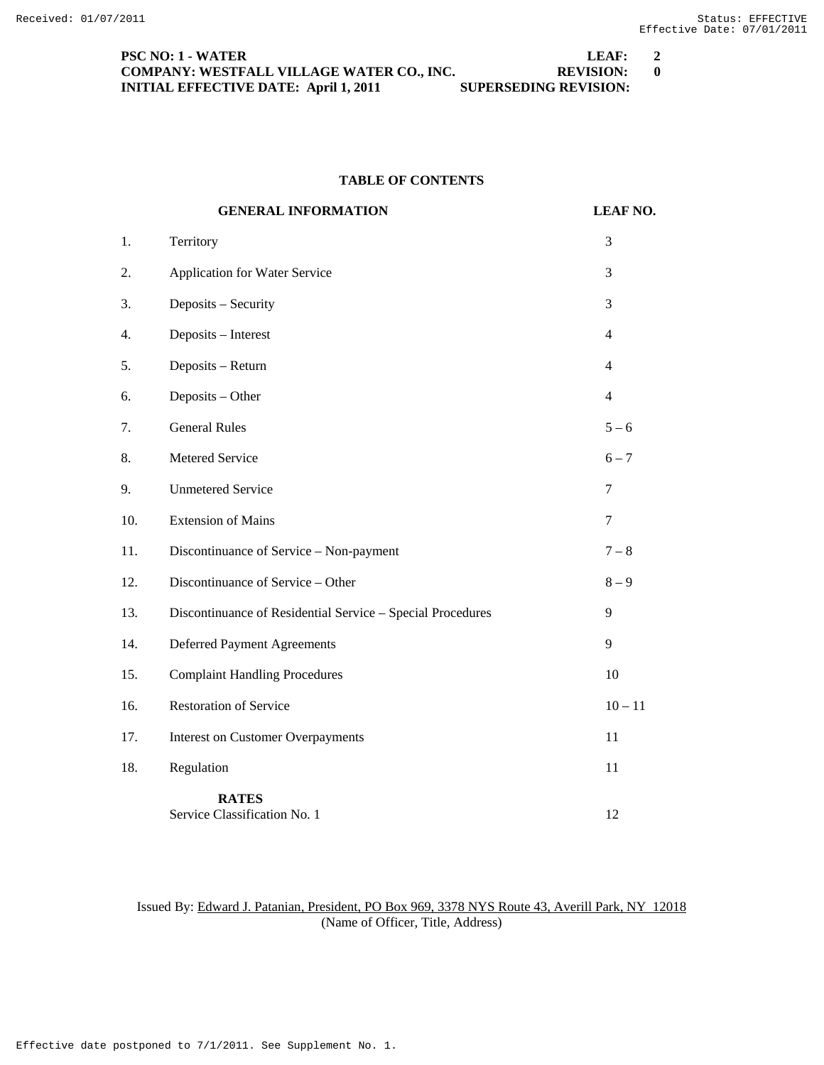**PSC NO: 1 - WATER** **LEAF: 2**
**COMPANY: WESTFALL VILLAGE WATER CO., INC.** **REVISION: 0**
**INITIAL EFFECTIVE DATE: April 1, 2011** **SUPERSEDING REVISION:**

## TABLE OF CONTENTS

| | **GENERAL INFORMATION** | **LEAF NO.** |
|---|---|---|
| 1. | Territory | 3 |
| 2. | Application for Water Service | 3 |
| 3. | Deposits – Security | 3 |
| 4. | Deposits – Interest | 4 |
| 5. | Deposits – Return | 4 |
| 6. | Deposits – Other | 4 |
| 7. | General Rules | 5 – 6 |
| 8. | Metered Service | 6 – 7 |
| 9. | Unmetered Service | 7 |
| 10. | Extension of Mains | 7 |
| 11. | Discontinuance of Service – Non-payment | 7 – 8 |
| 12. | Discontinuance of Service – Other | 8 – 9 |
| 13. | Discontinuance of Residential Service – Special Procedures | 9 |
| 14. | Deferred Payment Agreements | 9 |
| 15. | Complaint Handling Procedures | 10 |
| 16. | Restoration of Service | 10 – 11 |
| 17. | Interest on Customer Overpayments | 11 |
| 18. | Regulation | 11 |
| | **RATES** | |
| | Service Classification No. 1 | 12 |

Issued By: Edward J. Patanian, President, PO Box 969, 3378 NYS Route 43, Averill Park, NY 12018
(Name of Officer, Title, Address)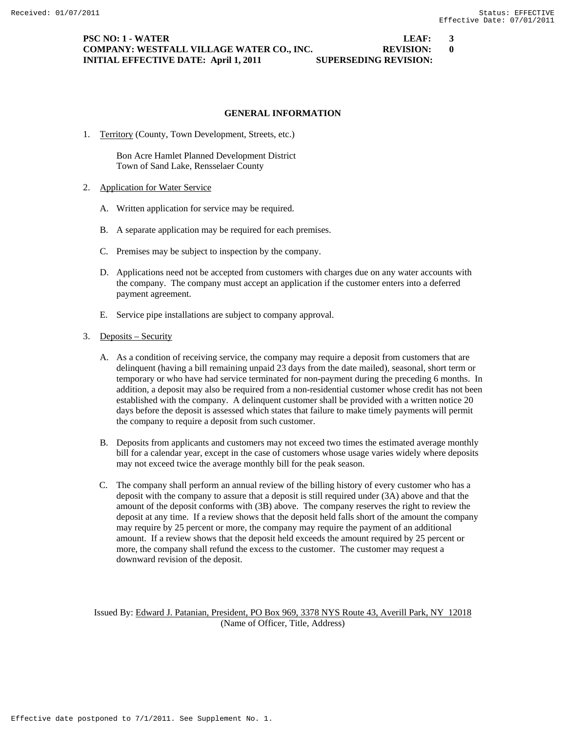**PSC NO: 1 - WATER** **LEAF: 3**
**COMPANY: WESTFALL VILLAGE WATER CO., INC.** **REVISION: 0**
**INITIAL EFFECTIVE DATE: April 1, 2011** **SUPERSEDING REVISION:**

## GENERAL INFORMATION

1. Territory (County, Town Development, Streets, etc.)

   Bon Acre Hamlet Planned Development District
   Town of Sand Lake, Rensselaer County

2. Application for Water Service

   A. Written application for service may be required.

   B. A separate application may be required for each premises.

   C. Premises may be subject to inspection by the company.

   D. Applications need not be accepted from customers with charges due on any water accounts with the company. The company must accept an application if the customer enters into a deferred payment agreement.

   E. Service pipe installations are subject to company approval.

3. Deposits – Security

   A. As a condition of receiving service, the company may require a deposit from customers that are delinquent (having a bill remaining unpaid 23 days from the date mailed), seasonal, short term or temporary or who have had service terminated for non-payment during the preceding 6 months. In addition, a deposit may also be required from a non-residential customer whose credit has not been established with the company. A delinquent customer shall be provided with a written notice 20 days before the deposit is assessed which states that failure to make timely payments will permit the company to require a deposit from such customer.

   B. Deposits from applicants and customers may not exceed two times the estimated average monthly bill for a calendar year, except in the case of customers whose usage varies widely where deposits may not exceed twice the average monthly bill for the peak season.

   C. The company shall perform an annual review of the billing history of every customer who has a deposit with the company to assure that a deposit is still required under (3A) above and that the amount of the deposit conforms with (3B) above. The company reserves the right to review the deposit at any time. If a review shows that the deposit held falls short of the amount the company may require by 25 percent or more, the company may require the payment of an additional amount. If a review shows that the deposit held exceeds the amount required by 25 percent or more, the company shall refund the excess to the customer. The customer may request a downward revision of the deposit.

Issued By: Edward J. Patanian, President, PO Box 969, 3378 NYS Route 43, Averill Park, NY 12018
(Name of Officer, Title, Address)

Effective date postponed to 7/1/2011. See Supplement No. 1.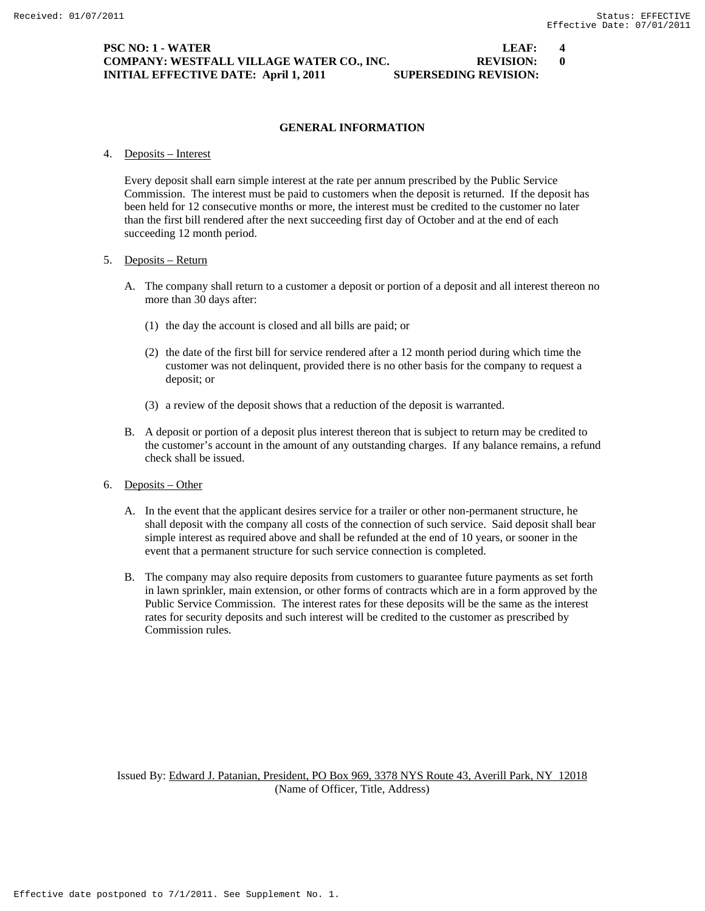## GENERAL INFORMATION

4. Deposits – Interest

   Every deposit shall earn simple interest at the rate per annum prescribed by the Public Service Commission. The interest must be paid to customers when the deposit is returned. If the deposit has been held for 12 consecutive months or more, the interest must be credited to the customer no later than the first bill rendered after the next succeeding first day of October and at the end of each succeeding 12 month period.

5. Deposits – Return

   A. The company shall return to a customer a deposit or portion of a deposit and all interest thereon no more than 30 days after:

      (1) the day the account is closed and all bills are paid; or

      (2) the date of the first bill for service rendered after a 12 month period during which time the customer was not delinquent, provided there is no other basis for the company to request a deposit; or

      (3) a review of the deposit shows that a reduction of the deposit is warranted.

   B. A deposit or portion of a deposit plus interest thereon that is subject to return may be credited to the customer's account in the amount of any outstanding charges. If any balance remains, a refund check shall be issued.

6. Deposits – Other

   A. In the event that the applicant desires service for a trailer or other non-permanent structure, he shall deposit with the company all costs of the connection of such service. Said deposit shall bear simple interest as required above and shall be refunded at the end of 10 years, or sooner in the event that a permanent structure for such service connection is completed.

   B. The company may also require deposits from customers to guarantee future payments as set forth in lawn sprinkler, main extension, or other forms of contracts which are in a form approved by the Public Service Commission. The interest rates for these deposits will be the same as the interest rates for security deposits and such interest will be credited to the customer as prescribed by Commission rules.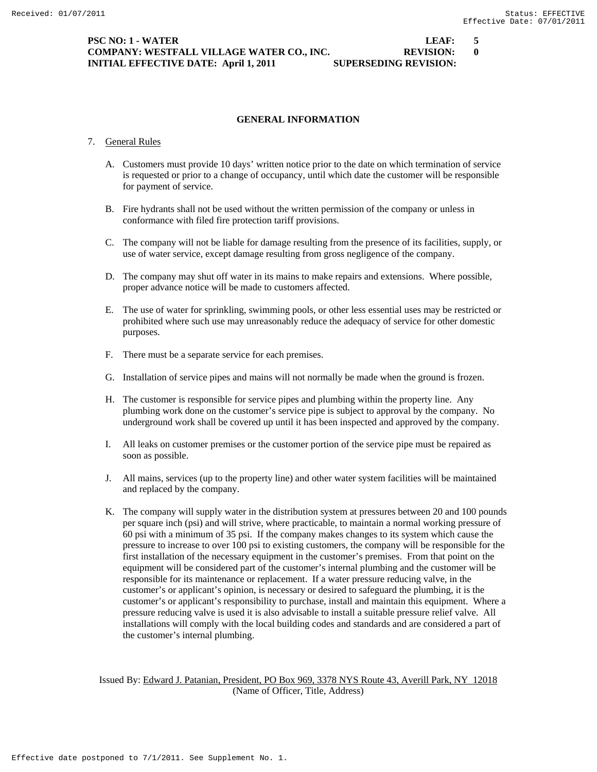PSC NO: 1 - WATER LEAF: 5
COMPANY: WESTFALL VILLAGE WATER CO., INC. REVISION: 0
INITIAL EFFECTIVE DATE: April 1, 2011 SUPERSEDING REVISION:

## GENERAL INFORMATION

7. General Rules

   A. Customers must provide 10 days' written notice prior to the date on which termination of service is requested or prior to a change of occupancy, until which date the customer will be responsible for payment of service.

   B. Fire hydrants shall not be used without the written permission of the company or unless in conformance with filed fire protection tariff provisions.

   C. The company will not be liable for damage resulting from the presence of its facilities, supply, or use of water service, except damage resulting from gross negligence of the company.

   D. The company may shut off water in its mains to make repairs and extensions. Where possible, proper advance notice will be made to customers affected.

   E. The use of water for sprinkling, swimming pools, or other less essential uses may be restricted or prohibited where such use may unreasonably reduce the adequacy of service for other domestic purposes.

   F. There must be a separate service for each premises.

   G. Installation of service pipes and mains will not normally be made when the ground is frozen.

   H. The customer is responsible for service pipes and plumbing within the property line. Any plumbing work done on the customer's service pipe is subject to approval by the company. No underground work shall be covered up until it has been inspected and approved by the company.

   I. All leaks on customer premises or the customer portion of the service pipe must be repaired as soon as possible.

   J. All mains, services (up to the property line) and other water system facilities will be maintained and replaced by the company.

   K. The company will supply water in the distribution system at pressures between 20 and 100 pounds per square inch (psi) and will strive, where practicable, to maintain a normal working pressure of 60 psi with a minimum of 35 psi. If the company makes changes to its system which cause the pressure to increase to over 100 psi to existing customers, the company will be responsible for the first installation of the necessary equipment in the customer's premises. From that point on the equipment will be considered part of the customer's internal plumbing and the customer will be responsible for its maintenance or replacement. If a water pressure reducing valve, in the customer's or applicant's opinion, is necessary or desired to safeguard the plumbing, it is the customer's or applicant's responsibility to purchase, install and maintain this equipment. Where a pressure reducing valve is used it is also advisable to install a suitable pressure relief valve. All installations will comply with the local building codes and standards and are considered a part of the customer's internal plumbing.

Issued By: Edward J. Patanian, President, PO Box 969, 3378 NYS Route 43, Averill Park, NY 12018
(Name of Officer, Title, Address)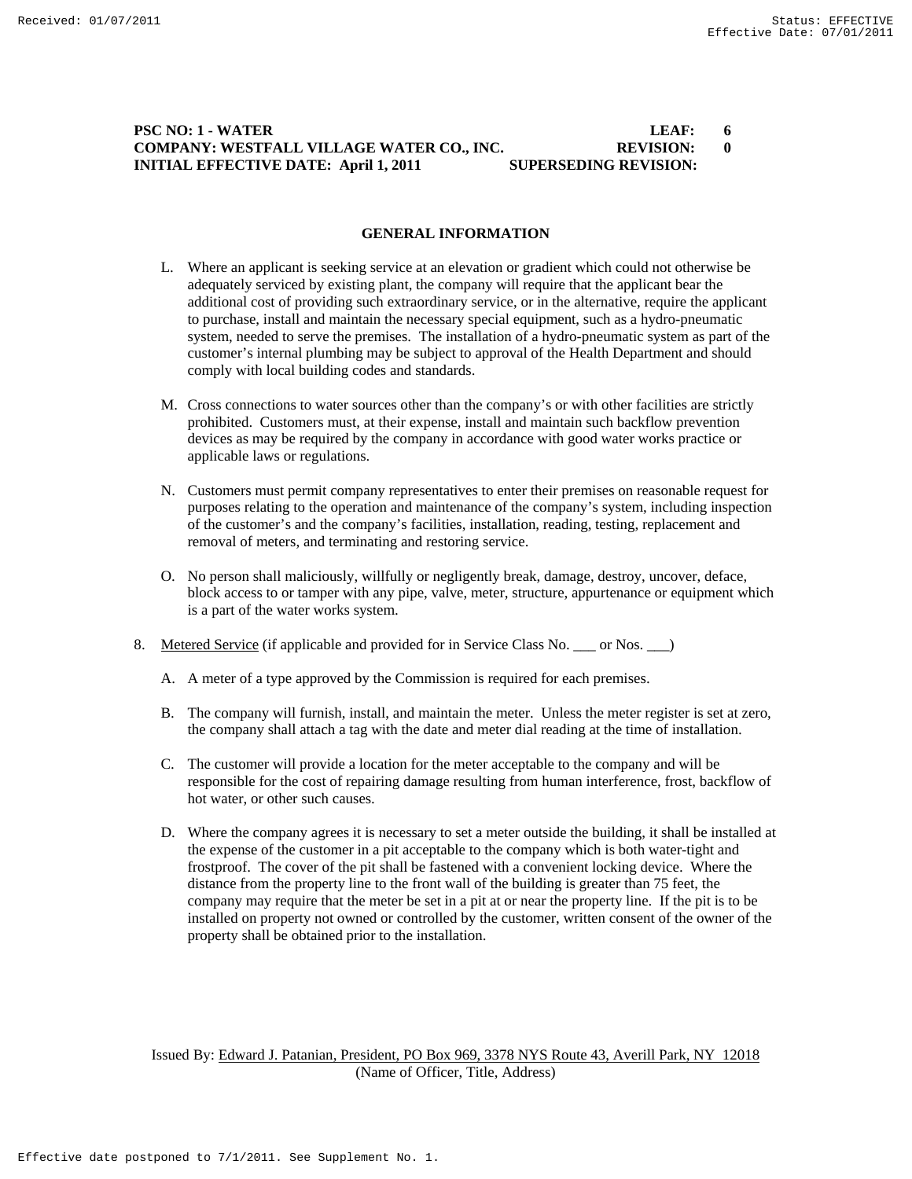## GENERAL INFORMATION

L. Where an applicant is seeking service at an elevation or gradient which could not otherwise be adequately serviced by existing plant, the company will require that the applicant bear the additional cost of providing such extraordinary service, or in the alternative, require the applicant to purchase, install and maintain the necessary special equipment, such as a hydro-pneumatic system, needed to serve the premises. The installation of a hydro-pneumatic system as part of the customer's internal plumbing may be subject to approval of the Health Department and should comply with local building codes and standards.

M. Cross connections to water sources other than the company's or with other facilities are strictly prohibited. Customers must, at their expense, install and maintain such backflow prevention devices as may be required by the company in accordance with good water works practice or applicable laws or regulations.

N. Customers must permit company representatives to enter their premises on reasonable request for purposes relating to the operation and maintenance of the company's system, including inspection of the customer's and the company's facilities, installation, reading, testing, replacement and removal of meters, and terminating and restoring service.

O. No person shall maliciously, willfully or negligently break, damage, destroy, uncover, deface, block access to or tamper with any pipe, valve, meter, structure, appurtenance or equipment which is a part of the water works system.

8. Metered Service (if applicable and provided for in Service Class No. ___ or Nos. ___)

   A. A meter of a type approved by the Commission is required for each premises.

   B. The company will furnish, install, and maintain the meter. Unless the meter register is set at zero, the company shall attach a tag with the date and meter dial reading at the time of installation.

   C. The customer will provide a location for the meter acceptable to the company and will be responsible for the cost of repairing damage resulting from human interference, frost, backflow of hot water, or other such causes.

   D. Where the company agrees it is necessary to set a meter outside the building, it shall be installed at the expense of the customer in a pit acceptable to the company which is both water-tight and frostproof. The cover of the pit shall be fastened with a convenient locking device. Where the distance from the property line to the front wall of the building is greater than 75 feet, the company may require that the meter be set in a pit at or near the property line. If the pit is to be installed on property not owned or controlled by the customer, written consent of the owner of the property shall be obtained prior to the installation.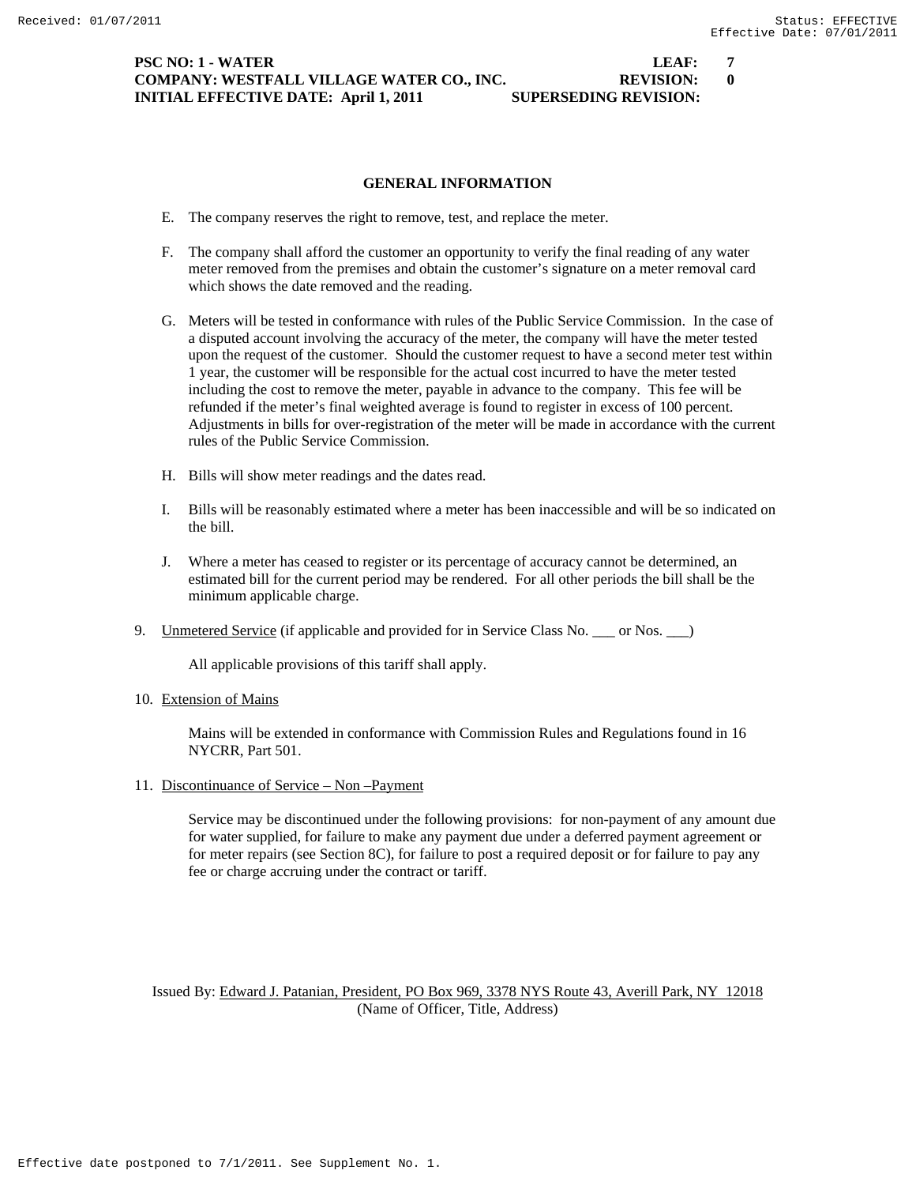## GENERAL INFORMATION

E. The company reserves the right to remove, test, and replace the meter.

F. The company shall afford the customer an opportunity to verify the final reading of any water meter removed from the premises and obtain the customer's signature on a meter removal card which shows the date removed and the reading.

G. Meters will be tested in conformance with rules of the Public Service Commission. In the case of a disputed account involving the accuracy of the meter, the company will have the meter tested upon the request of the customer. Should the customer request to have a second meter test within 1 year, the customer will be responsible for the actual cost incurred to have the meter tested including the cost to remove the meter, payable in advance to the company. This fee will be refunded if the meter's final weighted average is found to register in excess of 100 percent. Adjustments in bills for over-registration of the meter will be made in accordance with the current rules of the Public Service Commission.

H. Bills will show meter readings and the dates read.

I. Bills will be reasonably estimated where a meter has been inaccessible and will be so indicated on the bill.

J. Where a meter has ceased to register or its percentage of accuracy cannot be determined, an estimated bill for the current period may be rendered. For all other periods the bill shall be the minimum applicable charge.

9. Unmetered Service (if applicable and provided for in Service Class No. ___ or Nos. ___)

   All applicable provisions of this tariff shall apply.

10. Extension of Mains

    Mains will be extended in conformance with Commission Rules and Regulations found in 16 NYCRR, Part 501.

11. Discontinuance of Service – Non –Payment

    Service may be discontinued under the following provisions: for non-payment of any amount due for water supplied, for failure to make any payment due under a deferred payment agreement or for meter repairs (see Section 8C), for failure to post a required deposit or for failure to pay any fee or charge accruing under the contract or tariff.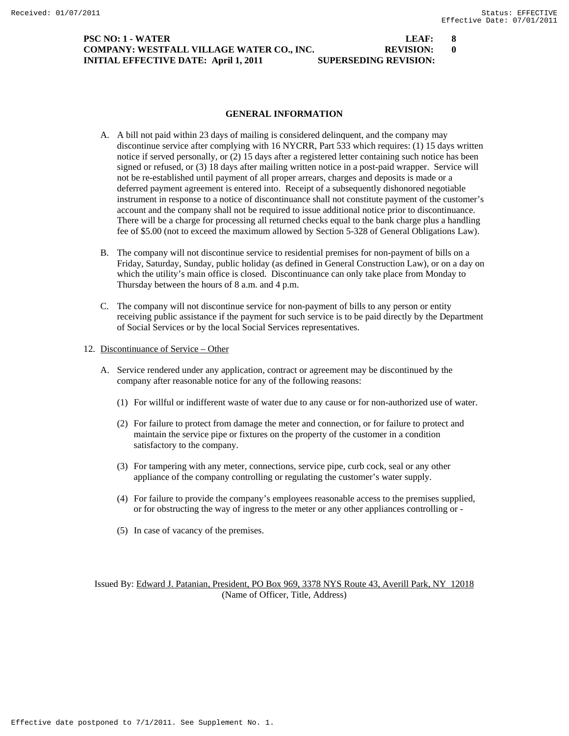**PSC NO: 1 - WATER** **LEAF: 8**
**COMPANY: WESTFALL VILLAGE WATER CO., INC.** **REVISION: 0**
**INITIAL EFFECTIVE DATE: April 1, 2011** **SUPERSEDING REVISION:**

## GENERAL INFORMATION

A. A bill not paid within 23 days of mailing is considered delinquent, and the company may discontinue service after complying with 16 NYCRR, Part 533 which requires: (1) 15 days written notice if served personally, or (2) 15 days after a registered letter containing such notice has been signed or refused, or (3) 18 days after mailing written notice in a post-paid wrapper. Service will not be re-established until payment of all proper arrears, charges and deposits is made or a deferred payment agreement is entered into. Receipt of a subsequently dishonored negotiable instrument in response to a notice of discontinuance shall not constitute payment of the customer's account and the company shall not be required to issue additional notice prior to discontinuance. There will be a charge for processing all returned checks equal to the bank charge plus a handling fee of $5.00 (not to exceed the maximum allowed by Section 5-328 of General Obligations Law).

B. The company will not discontinue service to residential premises for non-payment of bills on a Friday, Saturday, Sunday, public holiday (as defined in General Construction Law), or on a day on which the utility's main office is closed. Discontinuance can only take place from Monday to Thursday between the hours of 8 a.m. and 4 p.m.

C. The company will not discontinue service for non-payment of bills to any person or entity receiving public assistance if the payment for such service is to be paid directly by the Department of Social Services or by the local Social Services representatives.

12. Discontinuance of Service – Other

A. Service rendered under any application, contract or agreement may be discontinued by the company after reasonable notice for any of the following reasons:

(1) For willful or indifferent waste of water due to any cause or for non-authorized use of water.

(2) For failure to protect from damage the meter and connection, or for failure to protect and maintain the service pipe or fixtures on the property of the customer in a condition satisfactory to the company.

(3) For tampering with any meter, connections, service pipe, curb cock, seal or any other appliance of the company controlling or regulating the customer's water supply.

(4) For failure to provide the company's employees reasonable access to the premises supplied, or for obstructing the way of ingress to the meter or any other appliances controlling or -

(5) In case of vacancy of the premises.

Issued By: Edward J. Patanian, President, PO Box 969, 3378 NYS Route 43, Averill Park, NY 12018
(Name of Officer, Title, Address)

Effective date postponed to 7/1/2011. See Supplement No. 1.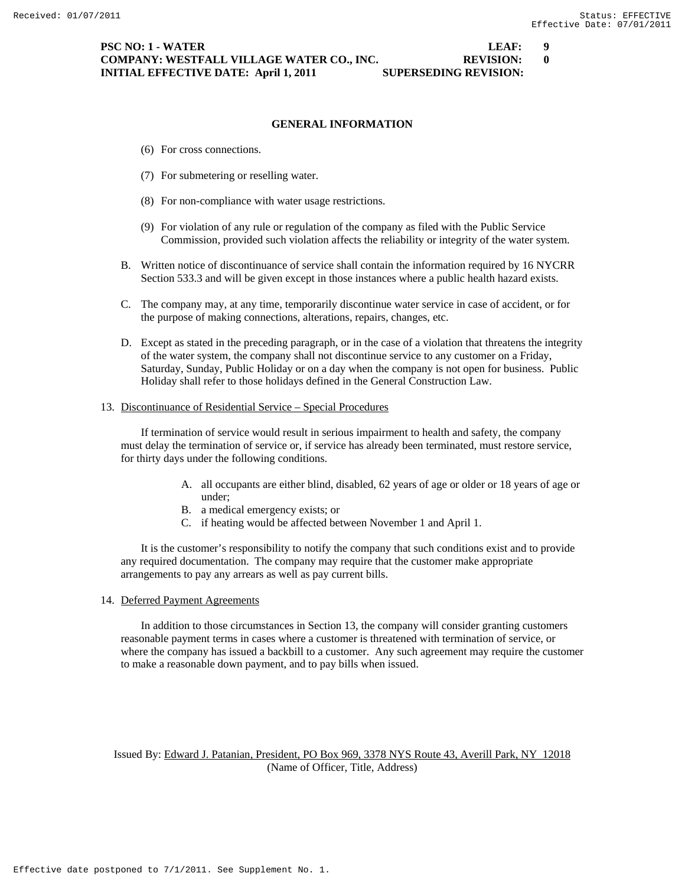## GENERAL INFORMATION

(6) For cross connections.

(7) For submetering or reselling water.

(8) For non-compliance with water usage restrictions.

(9) For violation of any rule or regulation of the company as filed with the Public Service Commission, provided such violation affects the reliability or integrity of the water system.

B. Written notice of discontinuance of service shall contain the information required by 16 NYCRR Section 533.3 and will be given except in those instances where a public health hazard exists.

C. The company may, at any time, temporarily discontinue water service in case of accident, or for the purpose of making connections, alterations, repairs, changes, etc.

D. Except as stated in the preceding paragraph, or in the case of a violation that threatens the integrity of the water system, the company shall not discontinue service to any customer on a Friday, Saturday, Sunday, Public Holiday or on a day when the company is not open for business. Public Holiday shall refer to those holidays defined in the General Construction Law.

13. Discontinuance of Residential Service – Special Procedures

If termination of service would result in serious impairment to health and safety, the company must delay the termination of service or, if service has already been terminated, must restore service, for thirty days under the following conditions.

A. all occupants are either blind, disabled, 62 years of age or older or 18 years of age or under;
B. a medical emergency exists; or
C. if heating would be affected between November 1 and April 1.

It is the customer's responsibility to notify the company that such conditions exist and to provide any required documentation. The company may require that the customer make appropriate arrangements to pay any arrears as well as pay current bills.

14. Deferred Payment Agreements

In addition to those circumstances in Section 13, the company will consider granting customers reasonable payment terms in cases where a customer is threatened with termination of service, or where the company has issued a backbill to a customer. Any such agreement may require the customer to make a reasonable down payment, and to pay bills when issued.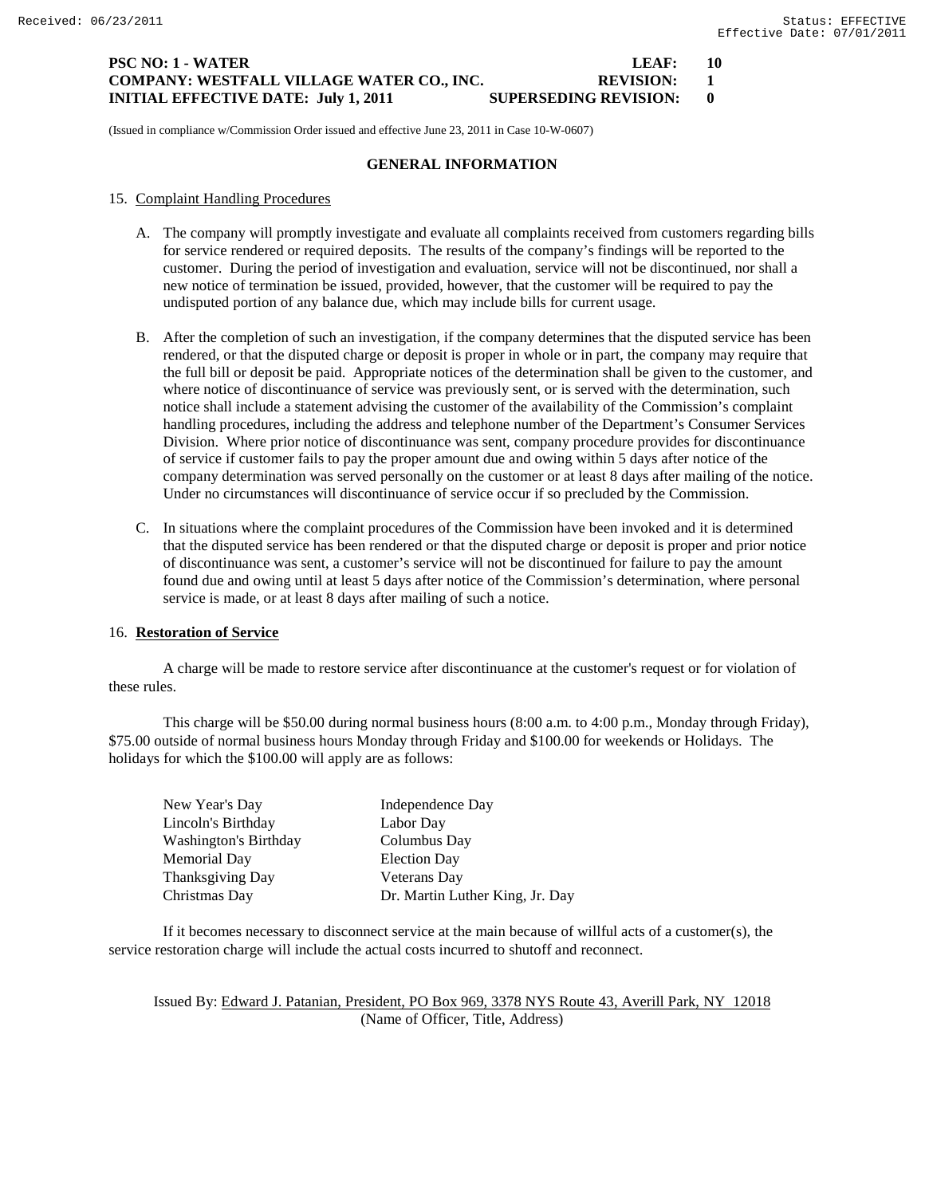**PSC NO: 1 - WATER** **LEAF: 10**
**COMPANY: WESTFALL VILLAGE WATER CO., INC.** **REVISION: 1**
**INITIAL EFFECTIVE DATE: July 1, 2011** **SUPERSEDING REVISION: 0**

(Issued in compliance w/Commission Order issued and effective June 23, 2011 in Case 10-W-0607)

## GENERAL INFORMATION

15. Complaint Handling Procedures

A. The company will promptly investigate and evaluate all complaints received from customers regarding bills for service rendered or required deposits. The results of the company's findings will be reported to the customer. During the period of investigation and evaluation, service will not be discontinued, nor shall a new notice of termination be issued, provided, however, that the customer will be required to pay the undisputed portion of any balance due, which may include bills for current usage.

B. After the completion of such an investigation, if the company determines that the disputed service has been rendered, or that the disputed charge or deposit is proper in whole or in part, the company may require that the full bill or deposit be paid. Appropriate notices of the determination shall be given to the customer, and where notice of discontinuance of service was previously sent, or is served with the determination, such notice shall include a statement advising the customer of the availability of the Commission's complaint handling procedures, including the address and telephone number of the Department's Consumer Services Division. Where prior notice of discontinuance was sent, company procedure provides for discontinuance of service if customer fails to pay the proper amount due and owing within 5 days after notice of the company determination was served personally on the customer or at least 8 days after mailing of the notice. Under no circumstances will discontinuance of service occur if so precluded by the Commission.

C. In situations where the complaint procedures of the Commission have been invoked and it is determined that the disputed service has been rendered or that the disputed charge or deposit is proper and prior notice of discontinuance was sent, a customer's service will not be discontinued for failure to pay the amount found due and owing until at least 5 days after notice of the Commission's determination, where personal service is made, or at least 8 days after mailing of such a notice.

16. **Restoration of Service**

A charge will be made to restore service after discontinuance at the customer's request or for violation of these rules.

This charge will be $50.00 during normal business hours (8:00 a.m. to 4:00 p.m., Monday through Friday), $75.00 outside of normal business hours Monday through Friday and $100.00 for weekends or Holidays. The holidays for which the $100.00 will apply are as follows:

| | |
|---|---|
| New Year's Day | Independence Day |
| Lincoln's Birthday | Labor Day |
| Washington's Birthday | Columbus Day |
| Memorial Day | Election Day |
| Thanksgiving Day | Veterans Day |
| Christmas Day | Dr. Martin Luther King, Jr. Day |

If it becomes necessary to disconnect service at the main because of willful acts of a customer(s), the service restoration charge will include the actual costs incurred to shutoff and reconnect.

Issued By: Edward J. Patanian, President, PO Box 969, 3378 NYS Route 43, Averill Park, NY 12018
(Name of Officer, Title, Address)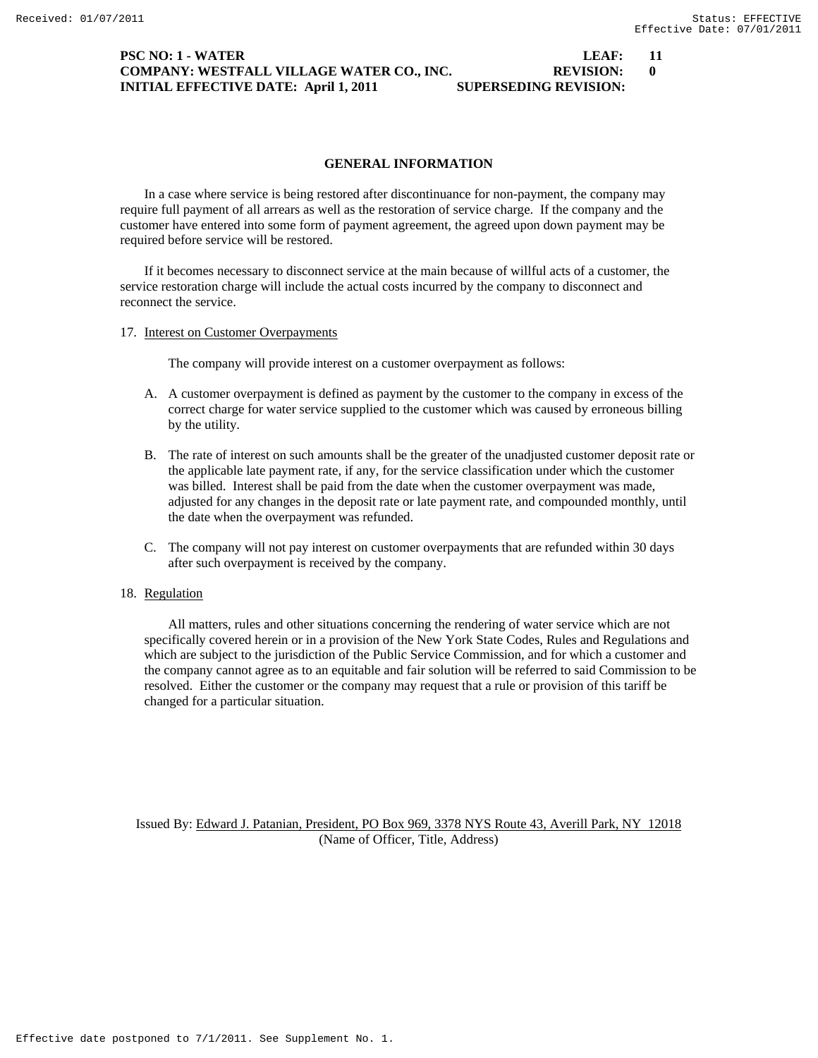**PSC NO: 1 - WATER LEAF: 11**
**COMPANY: WESTFALL VILLAGE WATER CO., INC. REVISION: 0**
**INITIAL EFFECTIVE DATE: April 1, 2011 SUPERSEDING REVISION:**

## GENERAL INFORMATION

In a case where service is being restored after discontinuance for non-payment, the company may require full payment of all arrears as well as the restoration of service charge. If the company and the customer have entered into some form of payment agreement, the agreed upon down payment may be required before service will be restored.

If it becomes necessary to disconnect service at the main because of willful acts of a customer, the service restoration charge will include the actual costs incurred by the company to disconnect and reconnect the service.

17. Interest on Customer Overpayments

The company will provide interest on a customer overpayment as follows:

A. A customer overpayment is defined as payment by the customer to the company in excess of the correct charge for water service supplied to the customer which was caused by erroneous billing by the utility.

B. The rate of interest on such amounts shall be the greater of the unadjusted customer deposit rate or the applicable late payment rate, if any, for the service classification under which the customer was billed. Interest shall be paid from the date when the customer overpayment was made, adjusted for any changes in the deposit rate or late payment rate, and compounded monthly, until the date when the overpayment was refunded.

C. The company will not pay interest on customer overpayments that are refunded within 30 days after such overpayment is received by the company.

18. Regulation

All matters, rules and other situations concerning the rendering of water service which are not specifically covered herein or in a provision of the New York State Codes, Rules and Regulations and which are subject to the jurisdiction of the Public Service Commission, and for which a customer and the company cannot agree as to an equitable and fair solution will be referred to said Commission to be resolved. Either the customer or the company may request that a rule or provision of this tariff be changed for a particular situation.

Issued By: Edward J. Patanian, President, PO Box 969, 3378 NYS Route 43, Averill Park, NY 12018
(Name of Officer, Title, Address)

Effective date postponed to 7/1/2011. See Supplement No. 1.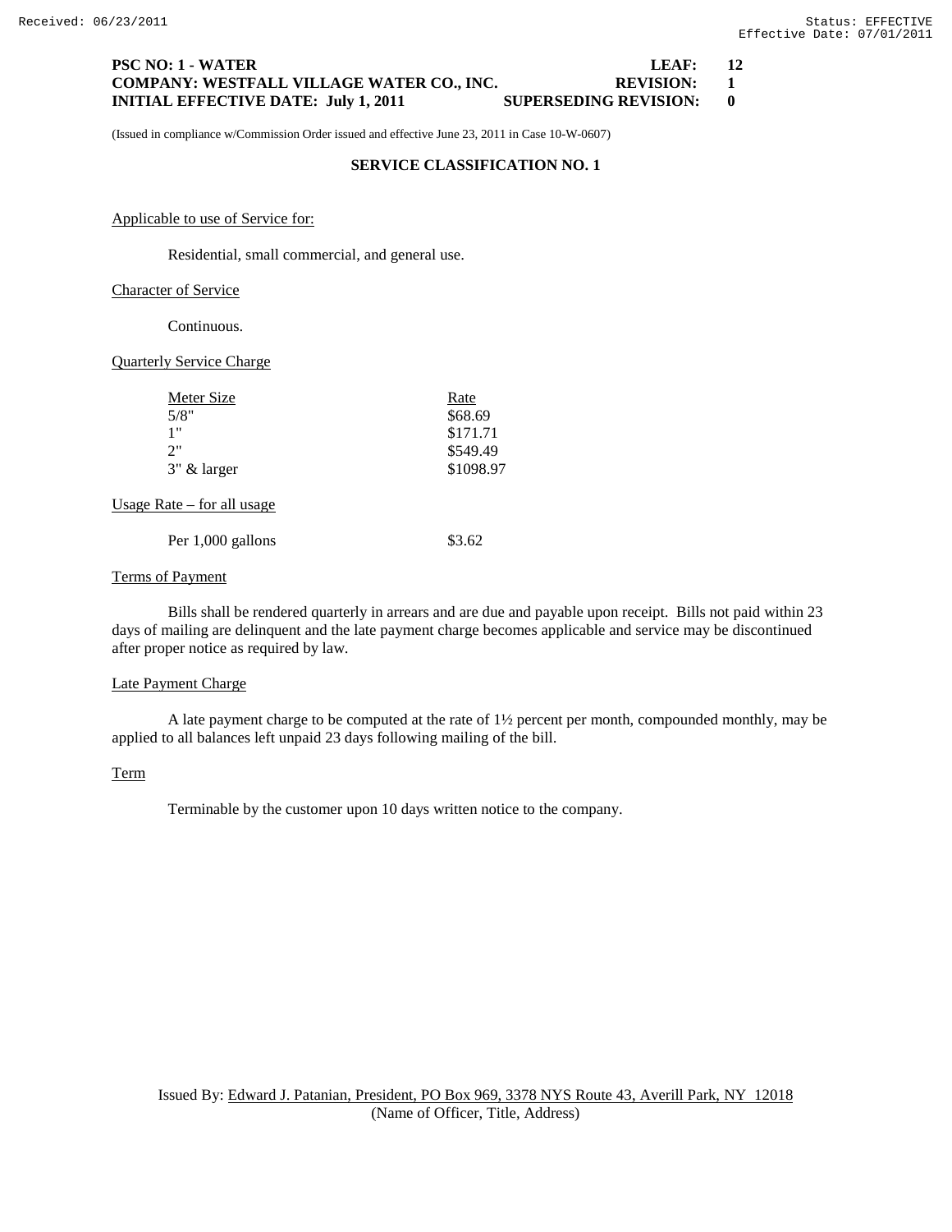Received: 06/23/2011 Status: EFFECTIVE
Effective Date: 07/01/2011

**PSC NO: 1 - WATER LEAF: 12**
**COMPANY: WESTFALL VILLAGE WATER CO., INC. REVISION: 1**
**INITIAL EFFECTIVE DATE: July 1, 2011 SUPERSEDING REVISION: 0**

(Issued in compliance w/Commission Order issued and effective June 23, 2011 in Case 10-W-0607)

## SERVICE CLASSIFICATION NO. 1

Applicable to use of Service for:

Residential, small commercial, and general use.

Character of Service

Continuous.

Quarterly Service Charge

| Meter Size | Rate |
|---|---|
| 5/8" | $68.69 |
| 1" | $171.71 |
| 2" | $549.49 |
| 3" & larger | $1098.97 |

Usage Rate – for all usage

| | |
|---|---|
| Per 1,000 gallons | $3.62 |

Terms of Payment

Bills shall be rendered quarterly in arrears and are due and payable upon receipt. Bills not paid within 23 days of mailing are delinquent and the late payment charge becomes applicable and service may be discontinued after proper notice as required by law.

Late Payment Charge

A late payment charge to be computed at the rate of 1½ percent per month, compounded monthly, may be applied to all balances left unpaid 23 days following mailing of the bill.

Term

Terminable by the customer upon 10 days written notice to the company.

Issued By: Edward J. Patanian, President, PO Box 969, 3378 NYS Route 43, Averill Park, NY 12018
(Name of Officer, Title, Address)